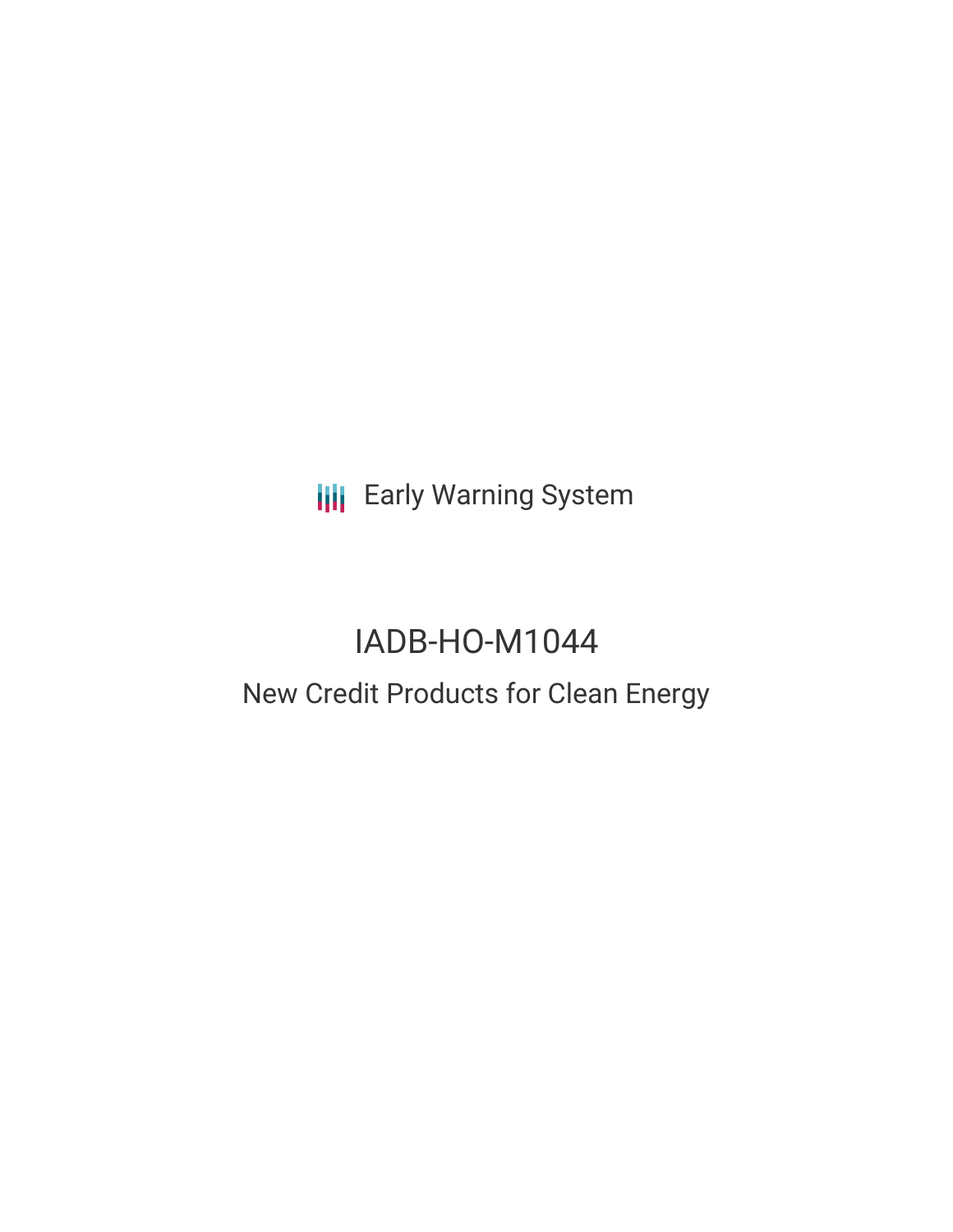Early Warning System

# IADB-HO-M1044

## New Credit Products for Clean Energy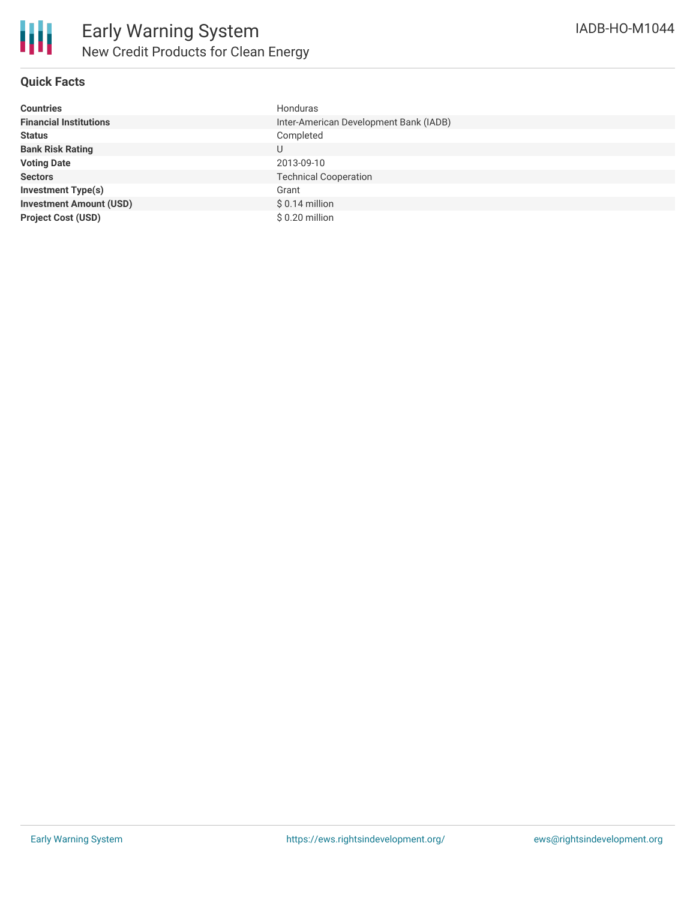# Early Warning System

## New Credit Products for Clean Energy

IADB-HO-M1044

### Quick Facts

| | |
|---|---|
| **Countries** | Honduras |
| **Financial Institutions** | Inter-American Development Bank (IADB) |
| **Status** | Completed |
| **Bank Risk Rating** | U |
| **Voting Date** | 2013-09-10 |
| **Sectors** | Technical Cooperation |
| **Investment Type(s)** | Grant |
| **Investment Amount (USD)** | $ 0.14 million |
| **Project Cost (USD)** | $ 0.20 million |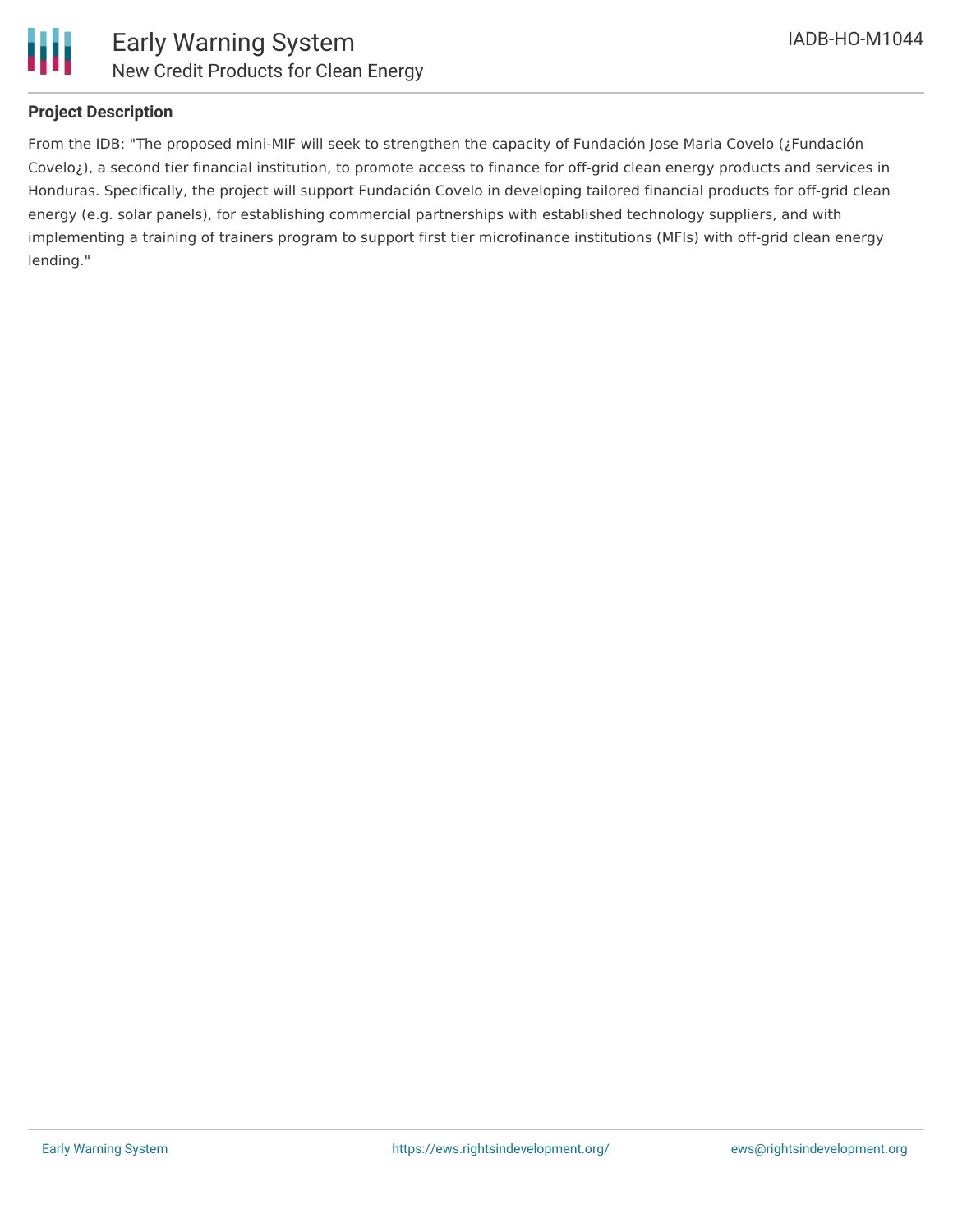## Project Description

From the IDB: "The proposed mini-MIF will seek to strengthen the capacity of Fundación Jose Maria Covelo (¿Fundación Covelo¿), a second tier financial institution, to promote access to finance for off-grid clean energy products and services in Honduras. Specifically, the project will support Fundación Covelo in developing tailored financial products for off-grid clean energy (e.g. solar panels), for establishing commercial partnerships with established technology suppliers, and with implementing a training of trainers program to support first tier microfinance institutions (MFIs) with off-grid clean energy lending."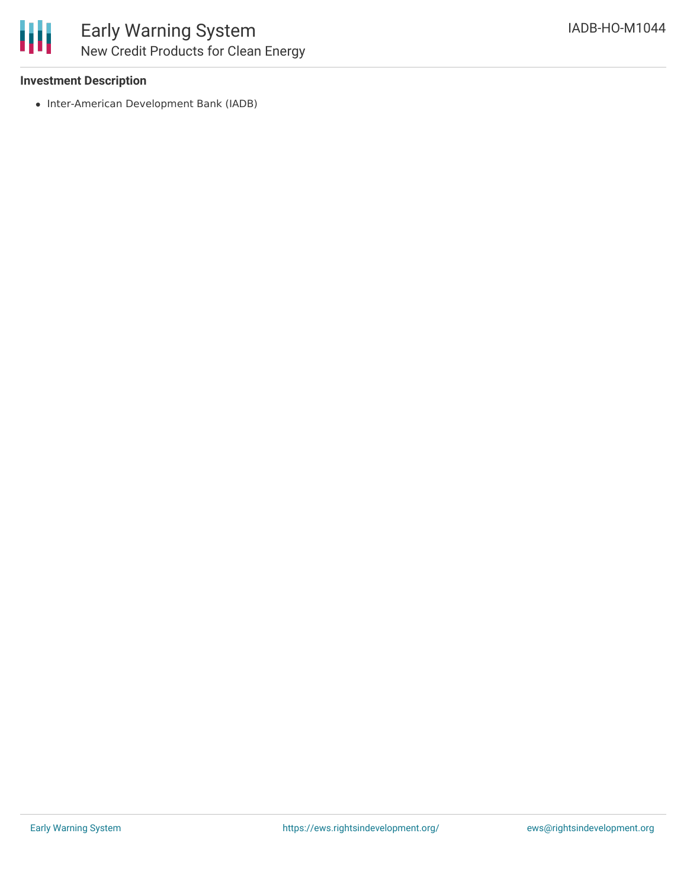### Investment Description

- Inter-American Development Bank (IADB)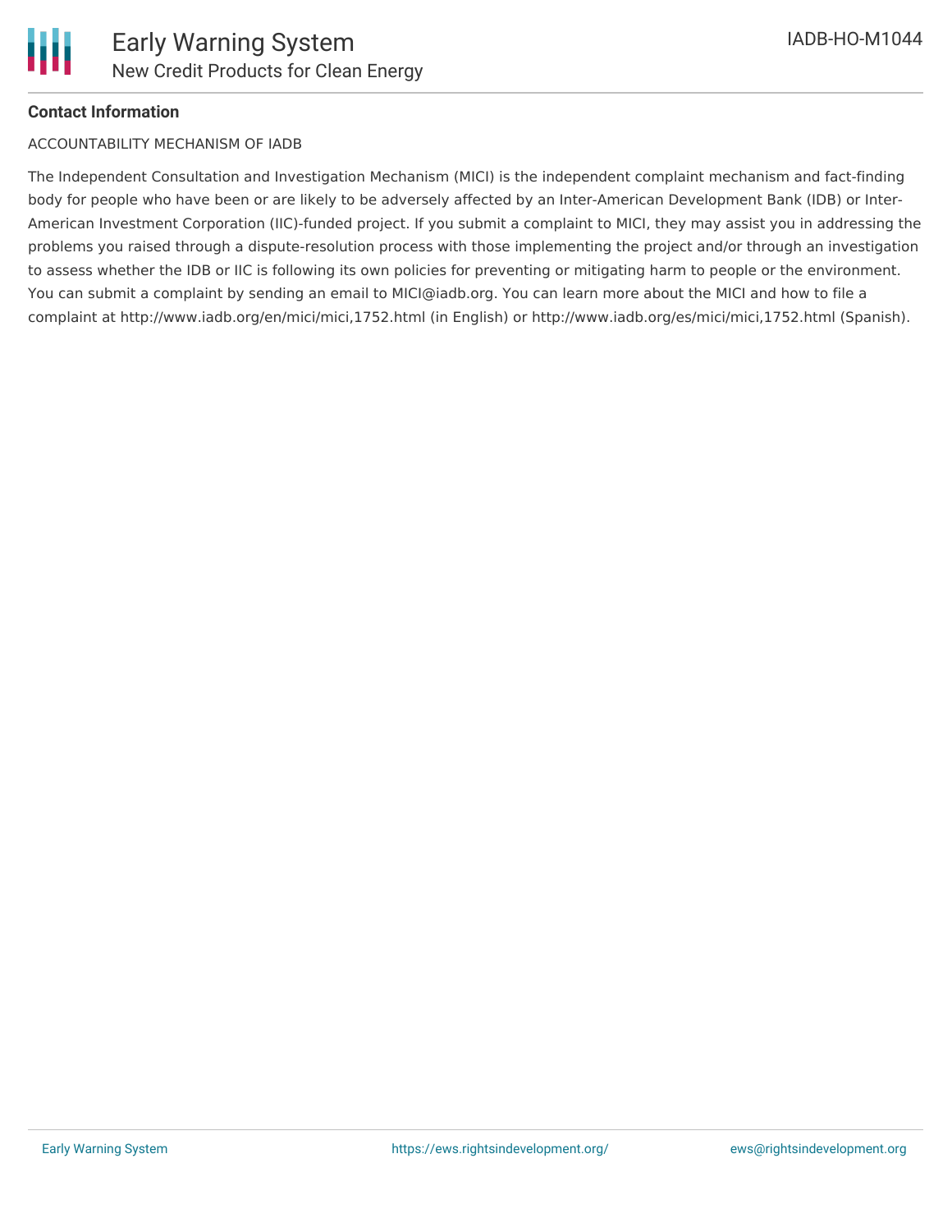**Contact Information**

ACCOUNTABILITY MECHANISM OF IADB

The Independent Consultation and Investigation Mechanism (MICI) is the independent complaint mechanism and fact-finding body for people who have been or are likely to be adversely affected by an Inter-American Development Bank (IDB) or Inter-American Investment Corporation (IIC)-funded project. If you submit a complaint to MICI, they may assist you in addressing the problems you raised through a dispute-resolution process with those implementing the project and/or through an investigation to assess whether the IDB or IIC is following its own policies for preventing or mitigating harm to people or the environment. You can submit a complaint by sending an email to MICI@iadb.org. You can learn more about the MICI and how to file a complaint at http://www.iadb.org/en/mici/mici,1752.html (in English) or http://www.iadb.org/es/mici/mici,1752.html (Spanish).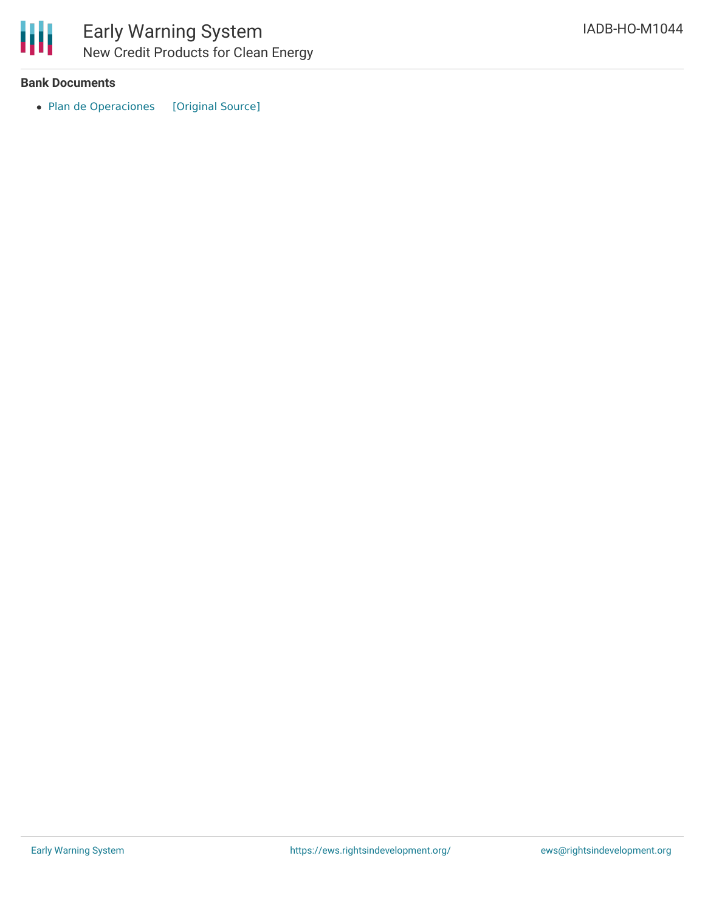### Bank Documents

- Plan de Operaciones [Original Source]